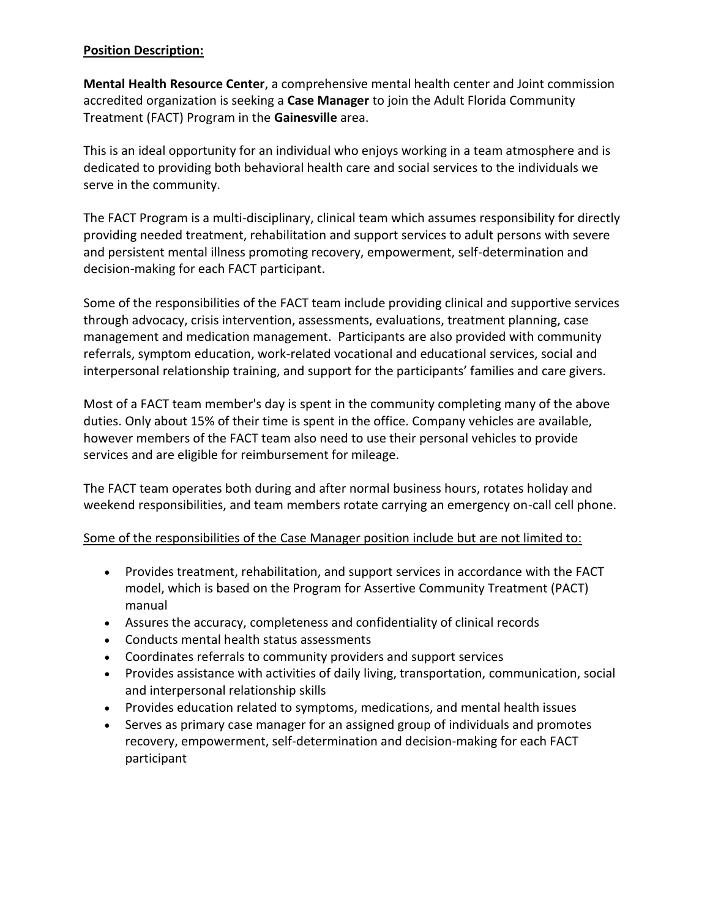**Position Description:**

**Mental Health Resource Center**, a comprehensive mental health center and Joint commission accredited organization is seeking a **Case Manager** to join the Adult Florida Community Treatment (FACT) Program in the **Gainesville** area.

This is an ideal opportunity for an individual who enjoys working in a team atmosphere and is dedicated to providing both behavioral health care and social services to the individuals we serve in the community.

The FACT Program is a multi-disciplinary, clinical team which assumes responsibility for directly providing needed treatment, rehabilitation and support services to adult persons with severe and persistent mental illness promoting recovery, empowerment, self-determination and decision-making for each FACT participant.

Some of the responsibilities of the FACT team include providing clinical and supportive services through advocacy, crisis intervention, assessments, evaluations, treatment planning, case management and medication management. Participants are also provided with community referrals, symptom education, work-related vocational and educational services, social and interpersonal relationship training, and support for the participants' families and care givers.

Most of a FACT team member's day is spent in the community completing many of the above duties. Only about 15% of their time is spent in the office. Company vehicles are available, however members of the FACT team also need to use their personal vehicles to provide services and are eligible for reimbursement for mileage.

The FACT team operates both during and after normal business hours, rotates holiday and weekend responsibilities, and team members rotate carrying an emergency on-call cell phone.

<u>Some of the responsibilities of the Case Manager position include but are not limited to:</u>

- Provides treatment, rehabilitation, and support services in accordance with the FACT model, which is based on the Program for Assertive Community Treatment (PACT) manual
- Assures the accuracy, completeness and confidentiality of clinical records
- Conducts mental health status assessments
- Coordinates referrals to community providers and support services
- Provides assistance with activities of daily living, transportation, communication, social and interpersonal relationship skills
- Provides education related to symptoms, medications, and mental health issues
- Serves as primary case manager for an assigned group of individuals and promotes recovery, empowerment, self-determination and decision-making for each FACT participant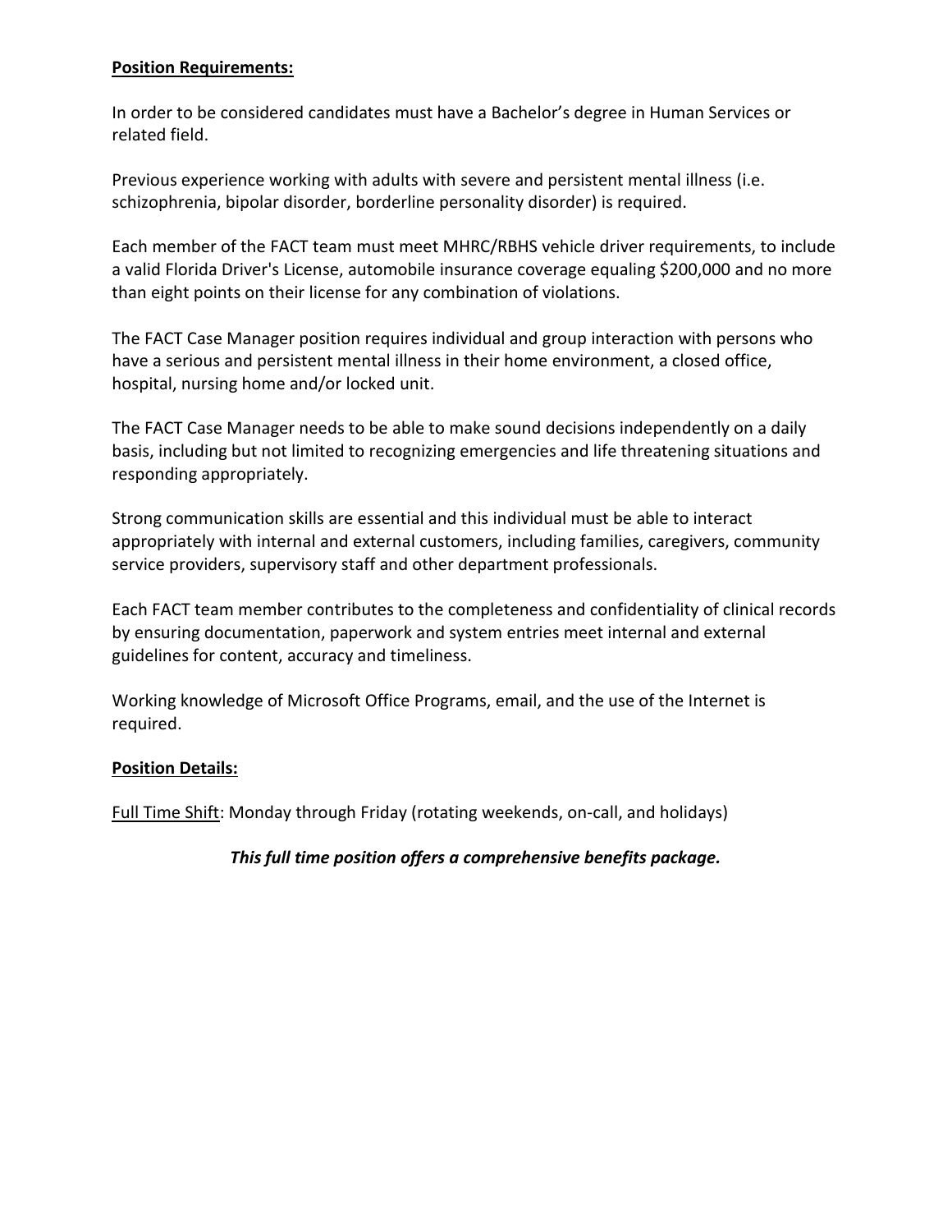**Position Requirements:**

In order to be considered candidates must have a Bachelor's degree in Human Services or related field.

Previous experience working with adults with severe and persistent mental illness (i.e. schizophrenia, bipolar disorder, borderline personality disorder) is required.

Each member of the FACT team must meet MHRC/RBHS vehicle driver requirements, to include a valid Florida Driver's License, automobile insurance coverage equaling $200,000 and no more than eight points on their license for any combination of violations.

The FACT Case Manager position requires individual and group interaction with persons who have a serious and persistent mental illness in their home environment, a closed office, hospital, nursing home and/or locked unit.

The FACT Case Manager needs to be able to make sound decisions independently on a daily basis, including but not limited to recognizing emergencies and life threatening situations and responding appropriately.

Strong communication skills are essential and this individual must be able to interact appropriately with internal and external customers, including families, caregivers, community service providers, supervisory staff and other department professionals.

Each FACT team member contributes to the completeness and confidentiality of clinical records by ensuring documentation, paperwork and system entries meet internal and external guidelines for content, accuracy and timeliness.

Working knowledge of Microsoft Office Programs, email, and the use of the Internet is required.

**Position Details:**

Full Time Shift: Monday through Friday (rotating weekends, on-call, and holidays)

***This full time position offers a comprehensive benefits package.***